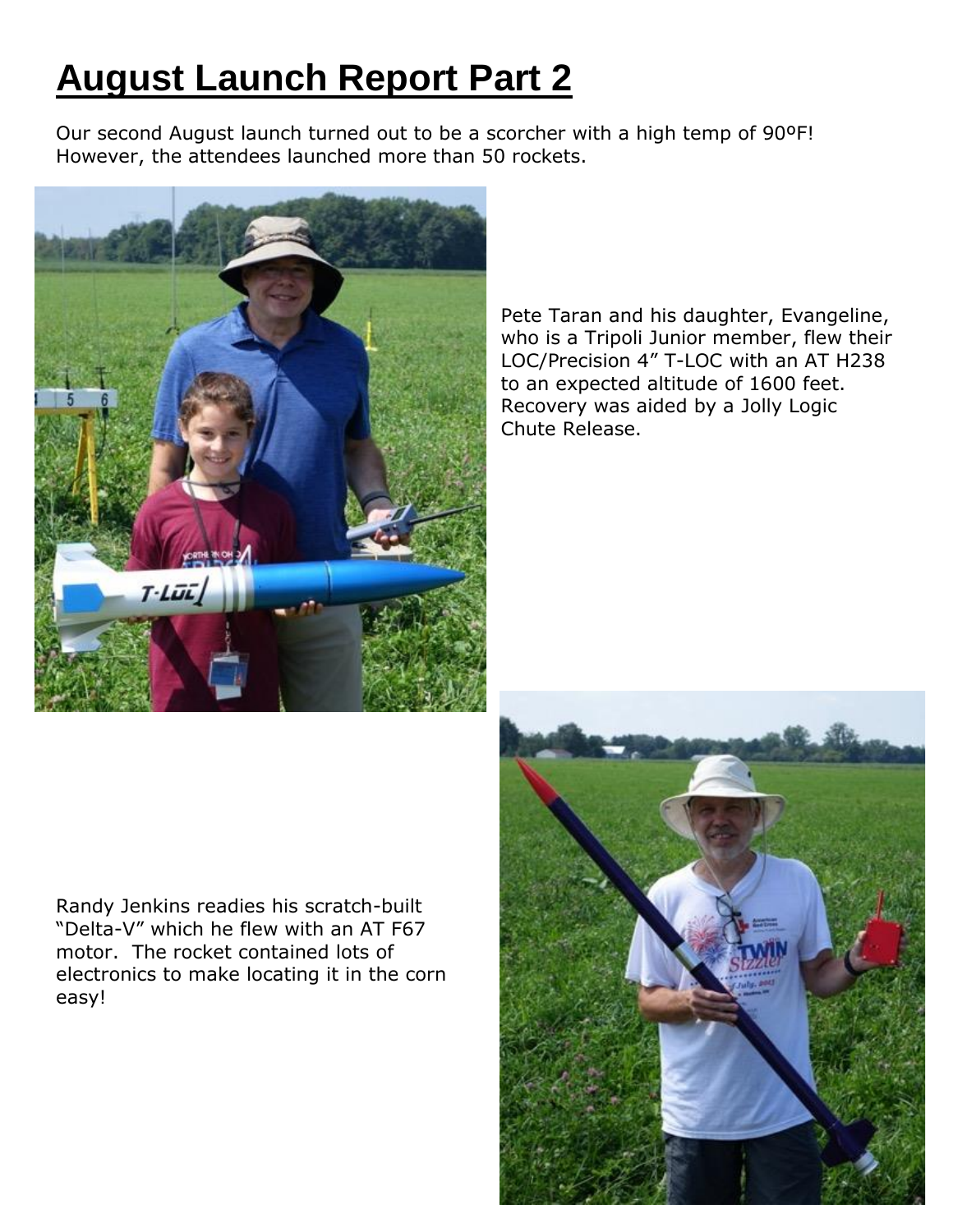# August Launch Report Part 2

Our second August launch turned out to be a scorcher with a high temp of 90ºF! However, the attendees launched more than 50 rockets.

Pete Taran and his daughter, Evangeline, who is a Tripoli Junior member, flew their LOC/Precision 4" T-LOC with an AT H238 to an expected altitude of 1600 feet. Recovery was aided by a Jolly Logic Chute Release.

Randy Jenkins readies his scratch-built "Delta-V" which he flew with an AT F67 motor. The rocket contained lots of electronics to make locating it in the corn easy!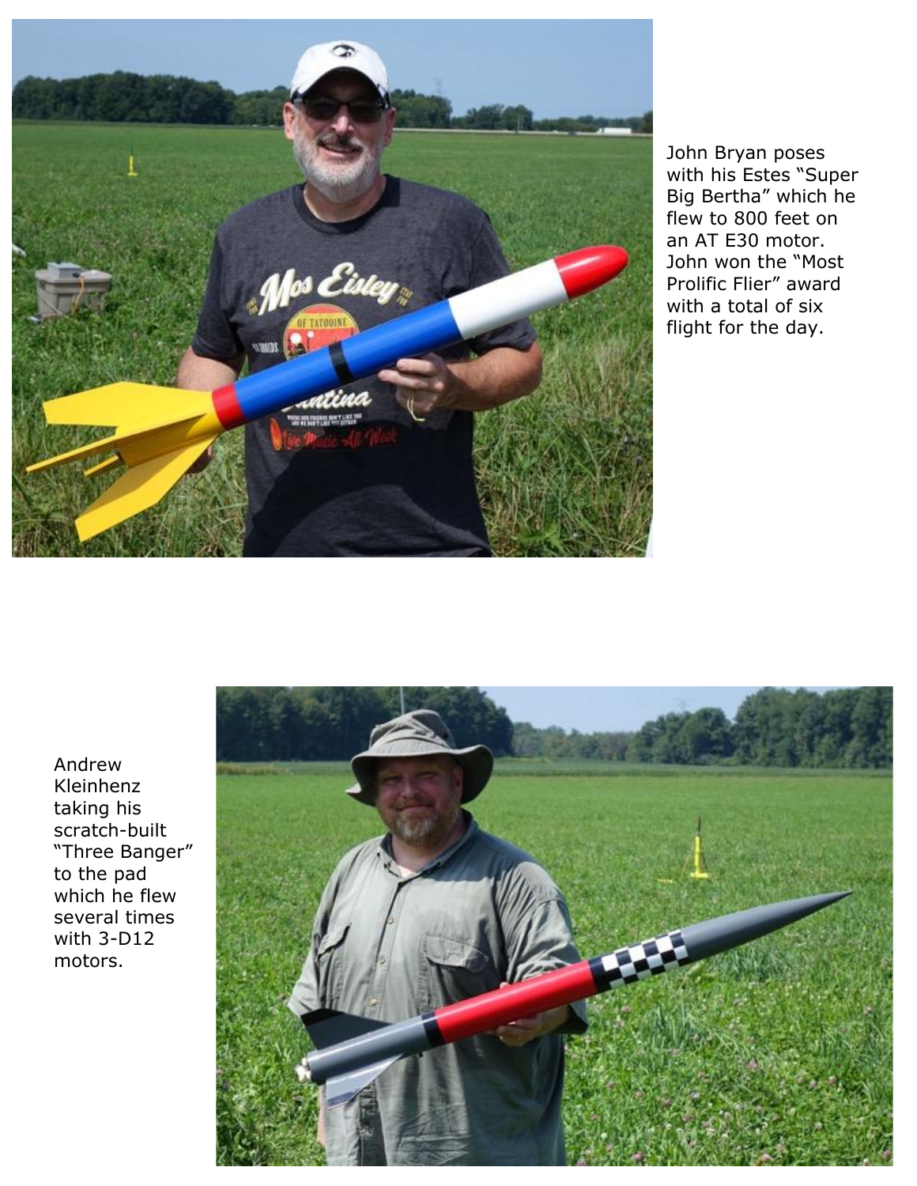John Bryan poses with his Estes "Super Big Bertha" which he flew to 800 feet on an AT E30 motor. John won the "Most Prolific Flier" award with a total of six flight for the day.

Andrew Kleinhenz taking his scratch-built "Three Banger" to the pad which he flew several times with 3-D12 motors.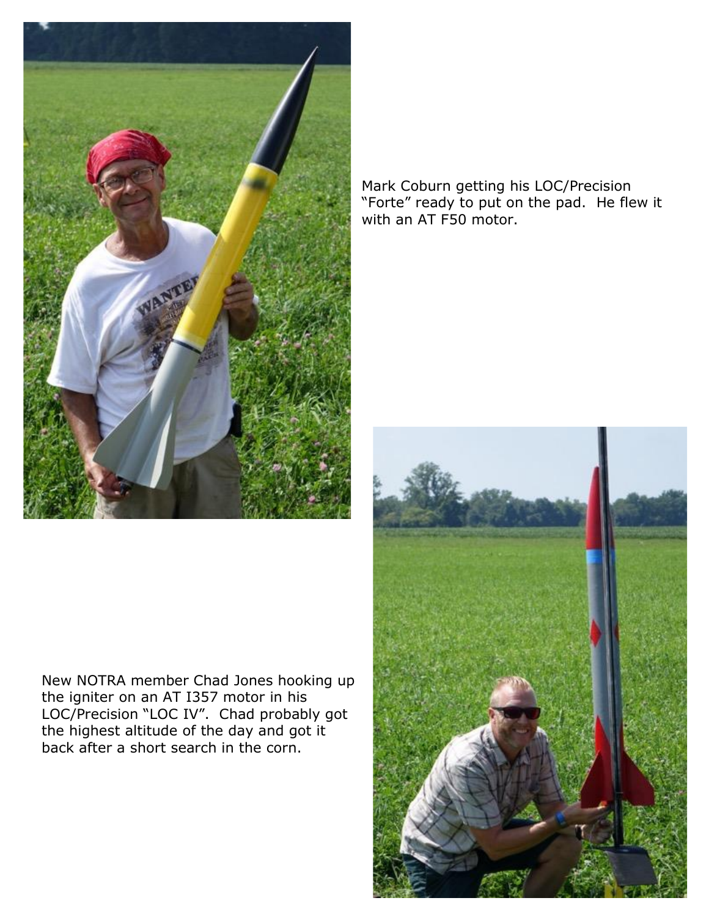Mark Coburn getting his LOC/Precision "Forte" ready to put on the pad. He flew it with an AT F50 motor.

New NOTRA member Chad Jones hooking up the igniter on an AT I357 motor in his LOC/Precision "LOC IV". Chad probably got the highest altitude of the day and got it back after a short search in the corn.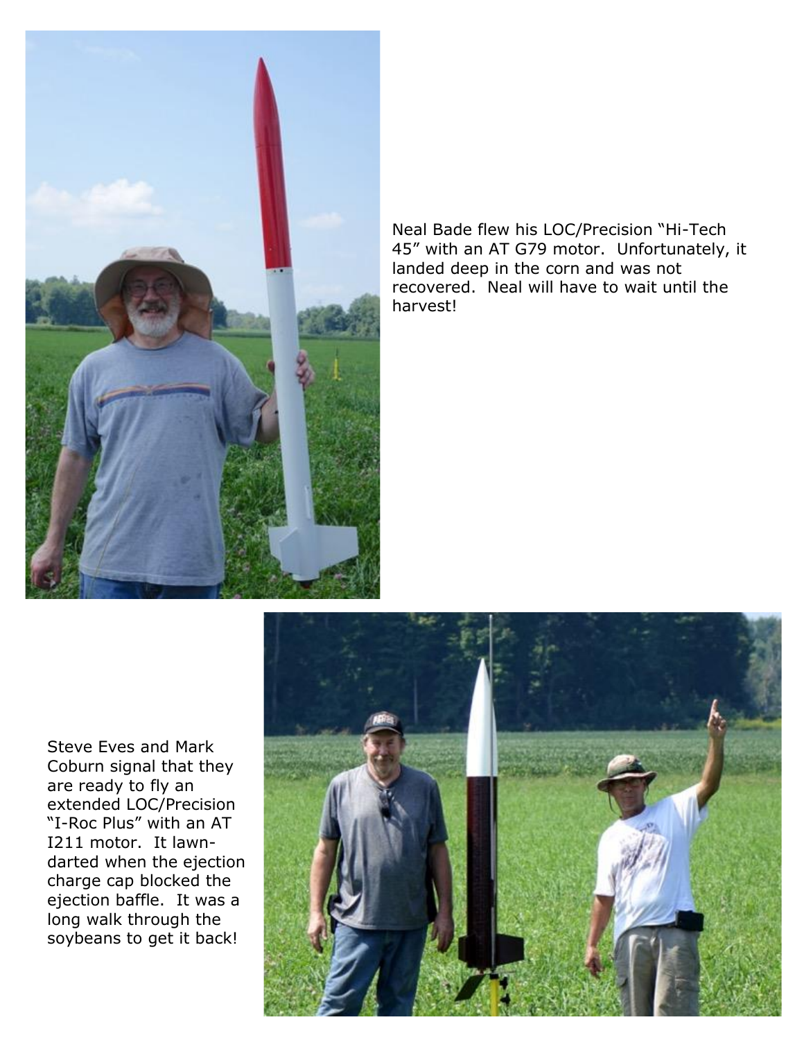Neal Bade flew his LOC/Precision “Hi-Tech 45” with an AT G79 motor. Unfortunately, it landed deep in the corn and was not recovered. Neal will have to wait until the harvest!

Steve Eves and Mark Coburn signal that they are ready to fly an extended LOC/Precision “I-Roc Plus” with an AT I211 motor. It lawn-darted when the ejection charge cap blocked the ejection baffle. It was a long walk through the soybeans to get it back!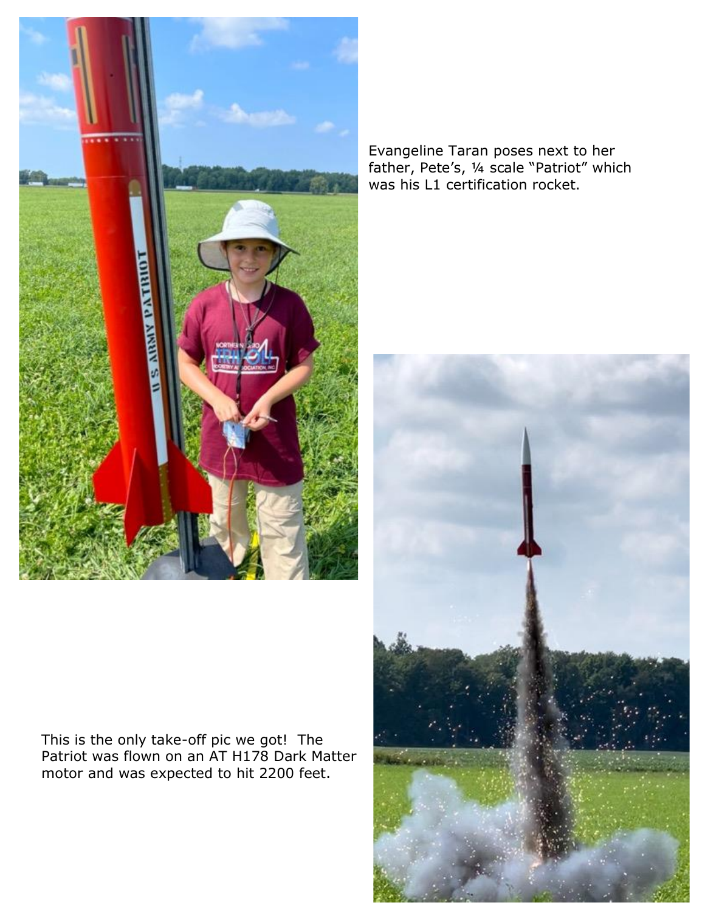Evangeline Taran poses next to her father, Pete's, ¼ scale "Patriot" which was his L1 certification rocket.

This is the only take-off pic we got! The Patriot was flown on an AT H178 Dark Matter motor and was expected to hit 2200 feet.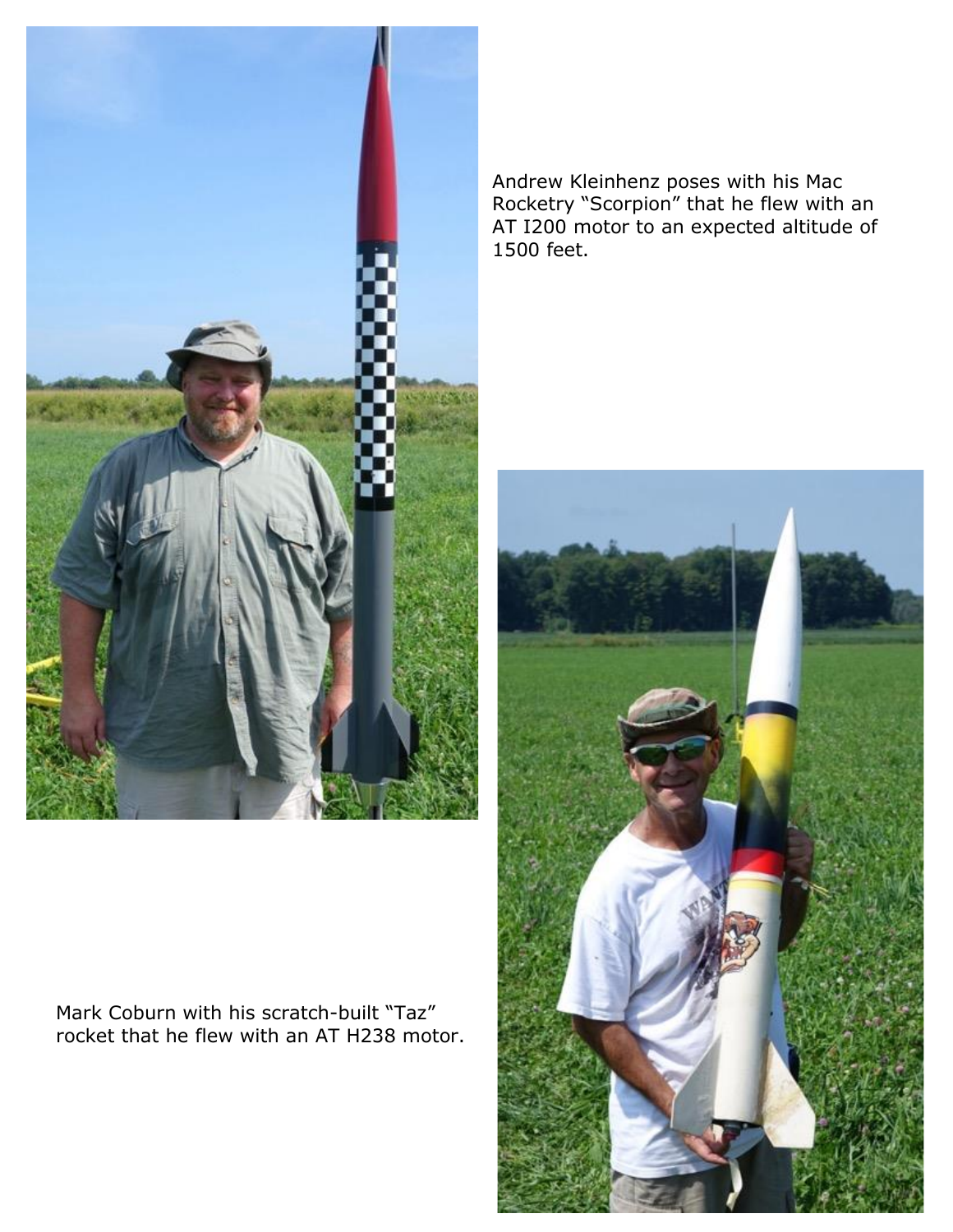Andrew Kleinhenz poses with his Mac Rocketry “Scorpion” that he flew with an AT I200 motor to an expected altitude of 1500 feet.

Mark Coburn with his scratch-built “Taz” rocket that he flew with an AT H238 motor.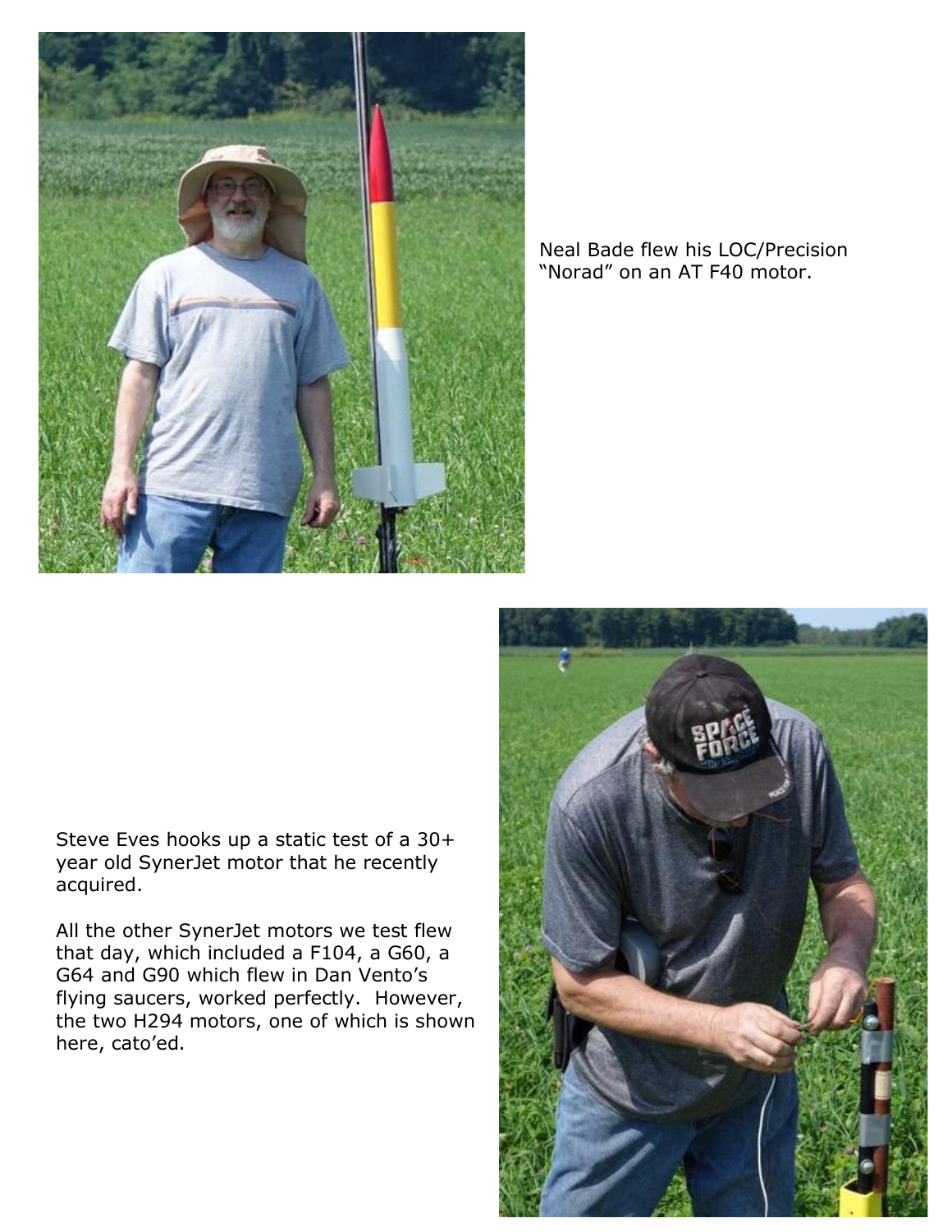Neal Bade flew his LOC/Precision "Norad" on an AT F40 motor.

Steve Eves hooks up a static test of a 30+ year old SynerJet motor that he recently acquired.

All the other SynerJet motors we test flew that day, which included a F104, a G60, a G64 and G90 which flew in Dan Vento's flying saucers, worked perfectly. However, the two H294 motors, one of which is shown here, cato'ed.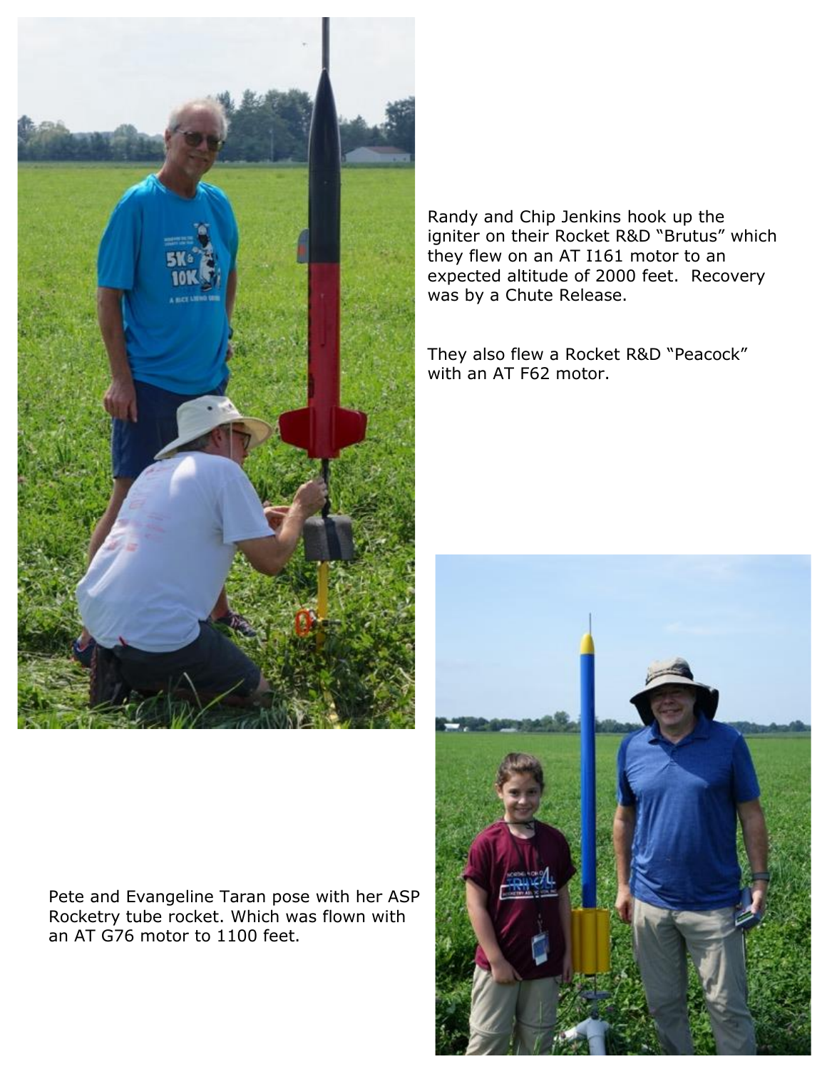Randy and Chip Jenkins hook up the igniter on their Rocket R&D "Brutus" which they flew on an AT I161 motor to an expected altitude of 2000 feet. Recovery was by a Chute Release.

They also flew a Rocket R&D "Peacock" with an AT F62 motor.

Pete and Evangeline Taran pose with her ASP Rocketry tube rocket. Which was flown with an AT G76 motor to 1100 feet.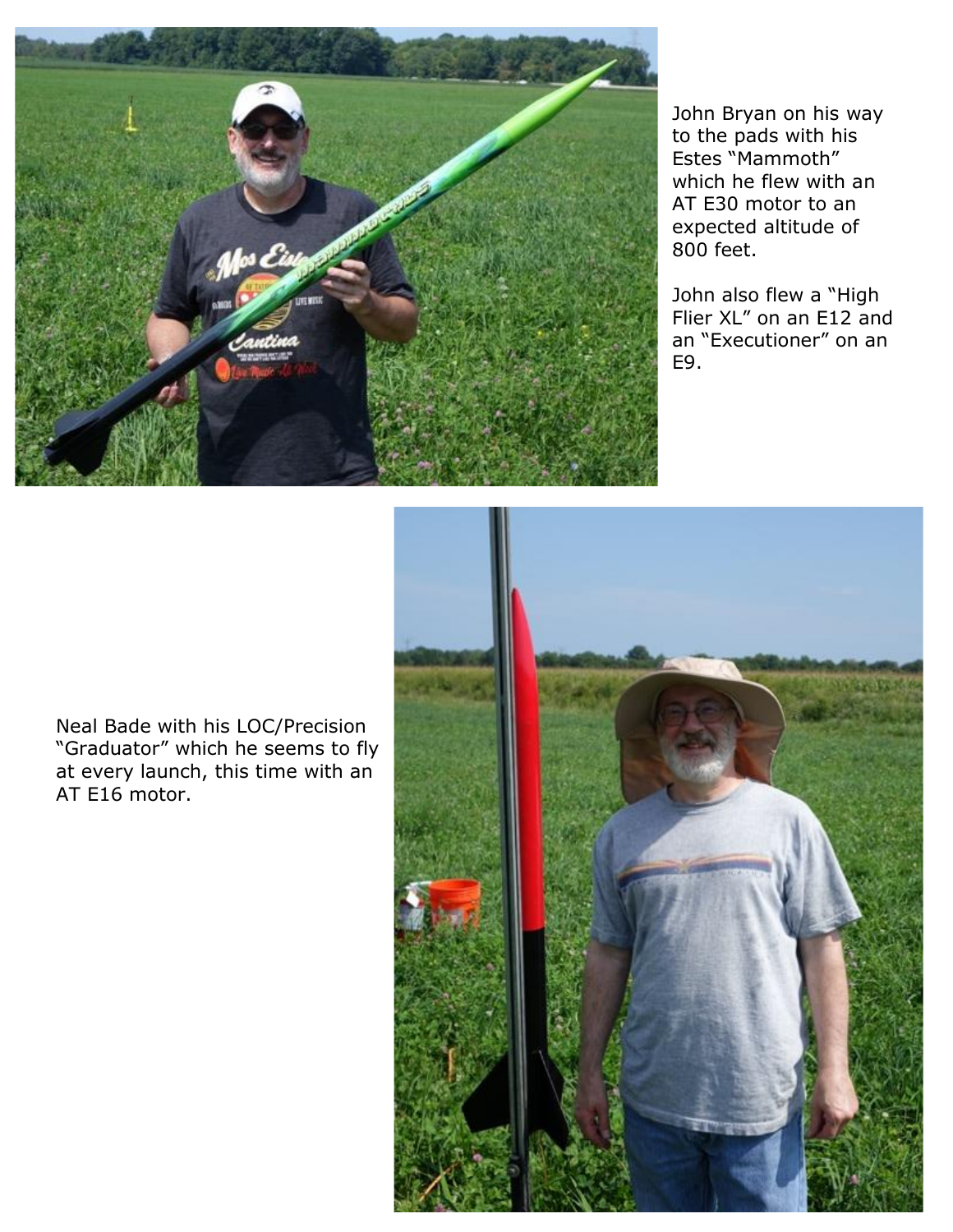John Bryan on his way to the pads with his Estes “Mammoth” which he flew with an AT E30 motor to an expected altitude of 800 feet.

John also flew a “High Flier XL” on an E12 and an “Executioner” on an E9.

Neal Bade with his LOC/Precision “Graduator” which he seems to fly at every launch, this time with an AT E16 motor.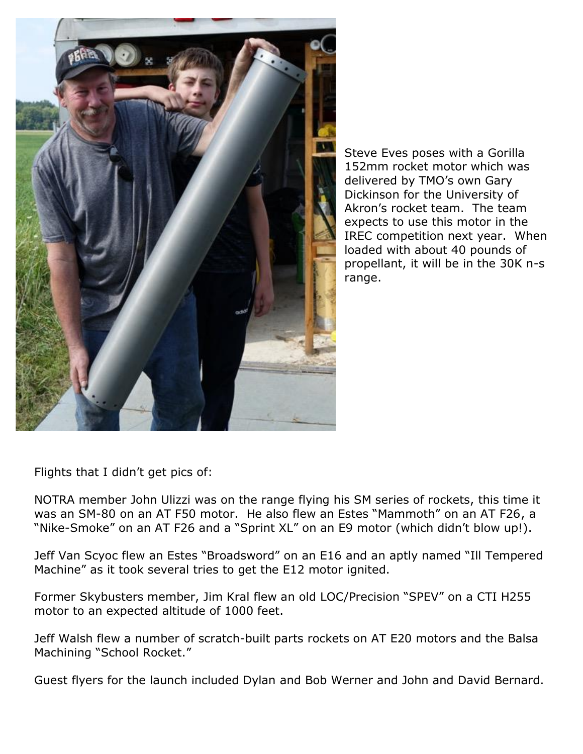Steve Eves poses with a Gorilla 152mm rocket motor which was delivered by TMO's own Gary Dickinson for the University of Akron's rocket team. The team expects to use this motor in the IREC competition next year. When loaded with about 40 pounds of propellant, it will be in the 30K n-s range.

Flights that I didn't get pics of:

NOTRA member John Ulizzi was on the range flying his SM series of rockets, this time it was an SM-80 on an AT F50 motor. He also flew an Estes "Mammoth" on an AT F26, a "Nike-Smoke" on an AT F26 and a "Sprint XL" on an E9 motor (which didn't blow up!).

Jeff Van Scyoc flew an Estes "Broadsword" on an E16 and an aptly named "Ill Tempered Machine" as it took several tries to get the E12 motor ignited.

Former Skybusters member, Jim Kral flew an old LOC/Precision "SPEV" on a CTI H255 motor to an expected altitude of 1000 feet.

Jeff Walsh flew a number of scratch-built parts rockets on AT E20 motors and the Balsa Machining "School Rocket."

Guest flyers for the launch included Dylan and Bob Werner and John and David Bernard.